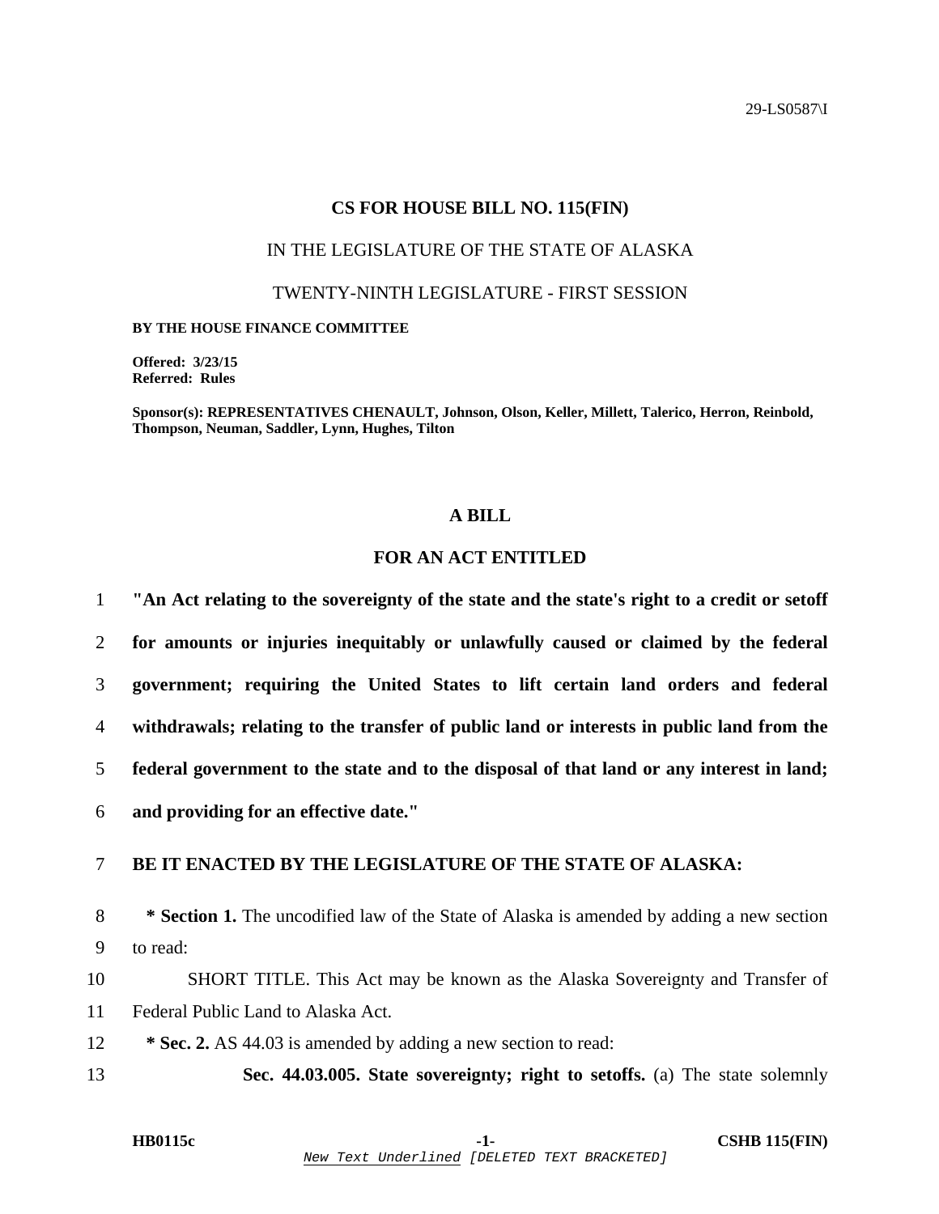29-LS0587\I

**CS FOR HOUSE BILL NO. 115(FIN)**

IN THE LEGISLATURE OF THE STATE OF ALASKA

TWENTY-NINTH LEGISLATURE - FIRST SESSION

**BY THE HOUSE FINANCE COMMITTEE**

**Offered: 3/23/15**
**Referred: Rules**

**Sponsor(s): REPRESENTATIVES CHENAULT, Johnson, Olson, Keller, Millett, Talerico, Herron, Reinbold, Thompson, Neuman, Saddler, Lynn, Hughes, Tilton**

## A BILL

## FOR AN ACT ENTITLED

1 **"An Act relating to the sovereignty of the state and the state's right to a credit or setoff**
2 **for amounts or injuries inequitably or unlawfully caused or claimed by the federal**
3 **government; requiring the United States to lift certain land orders and federal**
4 **withdrawals; relating to the transfer of public land or interests in public land from the**
5 **federal government to the state and to the disposal of that land or any interest in land;**
6 **and providing for an effective date."**

7 **BE IT ENACTED BY THE LEGISLATURE OF THE STATE OF ALASKA:**

8 **\* Section 1.** The uncodified law of the State of Alaska is amended by adding a new section
9 to read:

10 SHORT TITLE. This Act may be known as the Alaska Sovereignty and Transfer of
11 Federal Public Land to Alaska Act.

12 **\* Sec. 2.** AS 44.03 is amended by adding a new section to read:

13 **Sec. 44.03.005. State sovereignty; right to setoffs.** (a) The state solemnly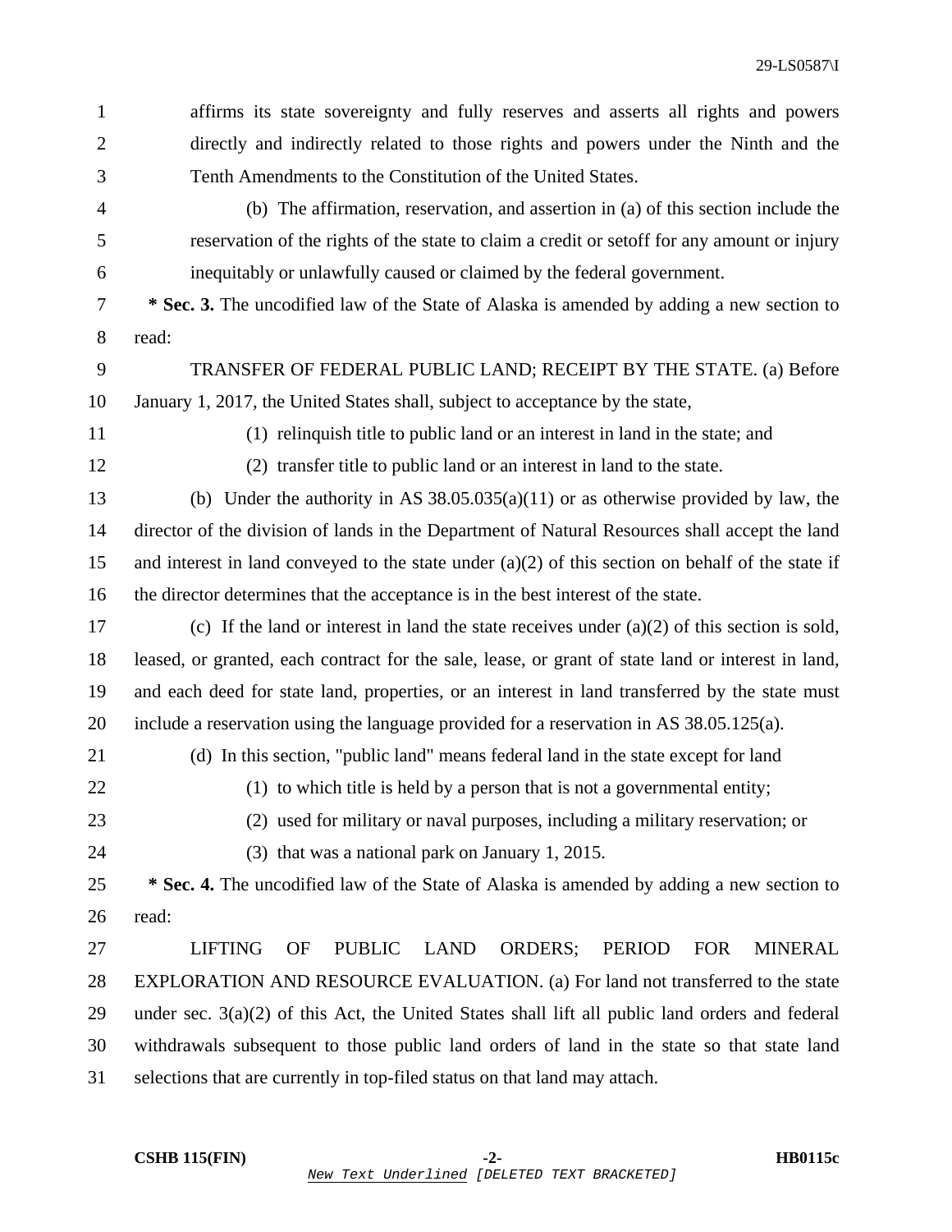affirms its state sovereignty and fully reserves and asserts all rights and powers directly and indirectly related to those rights and powers under the Ninth and the Tenth Amendments to the Constitution of the United States.

(b) The affirmation, reservation, and assertion in (a) of this section include the reservation of the rights of the state to claim a credit or setoff for any amount or injury inequitably or unlawfully caused or claimed by the federal government.

**\* Sec. 3.** The uncodified law of the State of Alaska is amended by adding a new section to read:

TRANSFER OF FEDERAL PUBLIC LAND; RECEIPT BY THE STATE. (a) Before January 1, 2017, the United States shall, subject to acceptance by the state,

(1) relinquish title to public land or an interest in land in the state; and

(2) transfer title to public land or an interest in land to the state.

(b) Under the authority in AS 38.05.035(a)(11) or as otherwise provided by law, the director of the division of lands in the Department of Natural Resources shall accept the land and interest in land conveyed to the state under (a)(2) of this section on behalf of the state if the director determines that the acceptance is in the best interest of the state.

(c) If the land or interest in land the state receives under (a)(2) of this section is sold, leased, or granted, each contract for the sale, lease, or grant of state land or interest in land, and each deed for state land, properties, or an interest in land transferred by the state must include a reservation using the language provided for a reservation in AS 38.05.125(a).

(d) In this section, "public land" means federal land in the state except for land

(1) to which title is held by a person that is not a governmental entity;

(2) used for military or naval purposes, including a military reservation; or

(3) that was a national park on January 1, 2015.

**\* Sec. 4.** The uncodified law of the State of Alaska is amended by adding a new section to read:

LIFTING OF PUBLIC LAND ORDERS; PERIOD FOR MINERAL EXPLORATION AND RESOURCE EVALUATION. (a) For land not transferred to the state under sec. 3(a)(2) of this Act, the United States shall lift all public land orders and federal withdrawals subsequent to those public land orders of land in the state so that state land selections that are currently in top-filed status on that land may attach.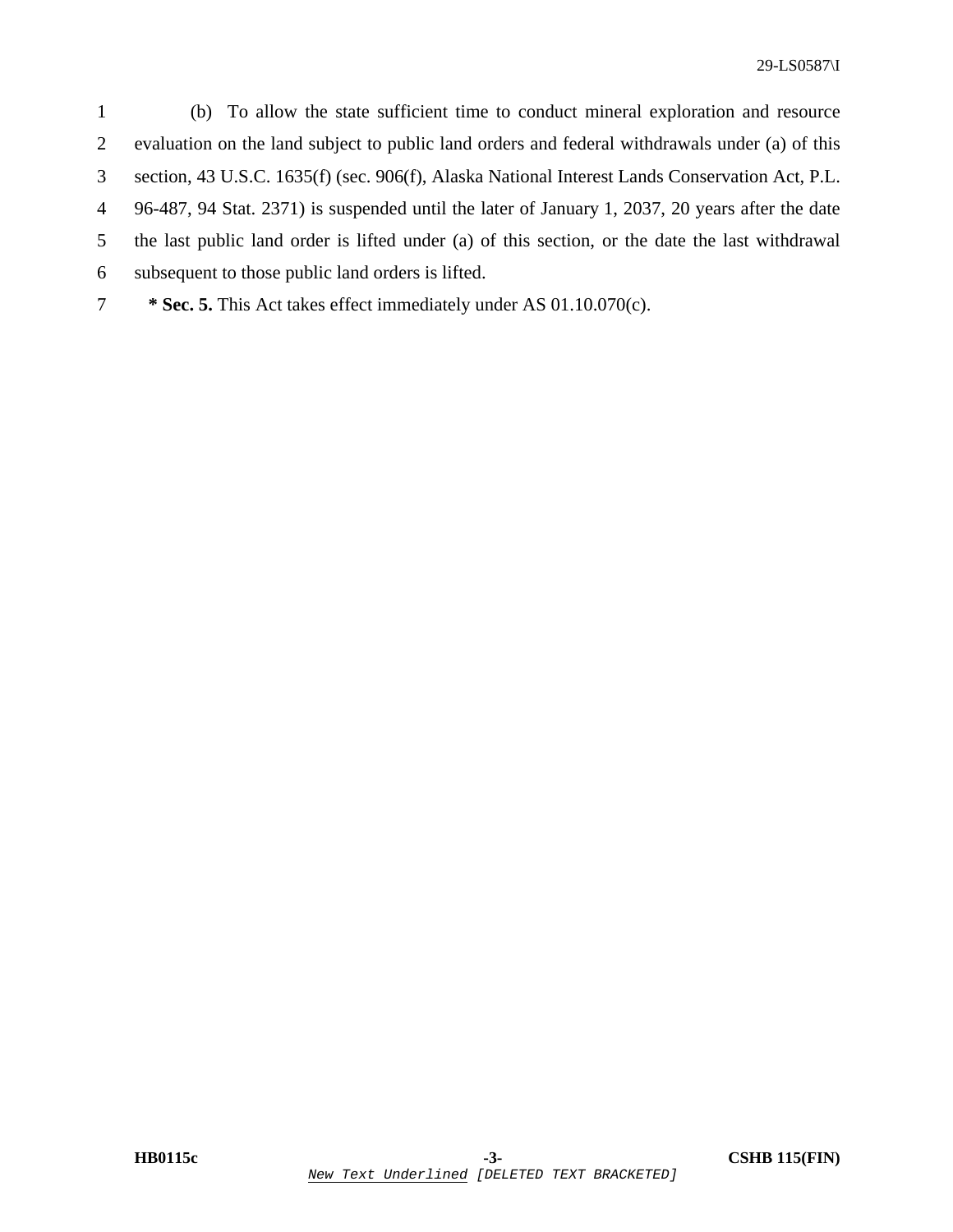(b) To allow the state sufficient time to conduct mineral exploration and resource evaluation on the land subject to public land orders and federal withdrawals under (a) of this section, 43 U.S.C. 1635(f) (sec. 906(f), Alaska National Interest Lands Conservation Act, P.L. 96-487, 94 Stat. 2371) is suspended until the later of January 1, 2037, 20 years after the date the last public land order is lifted under (a) of this section, or the date the last withdrawal subsequent to those public land orders is lifted.

**\* Sec. 5.** This Act takes effect immediately under AS 01.10.070(c).